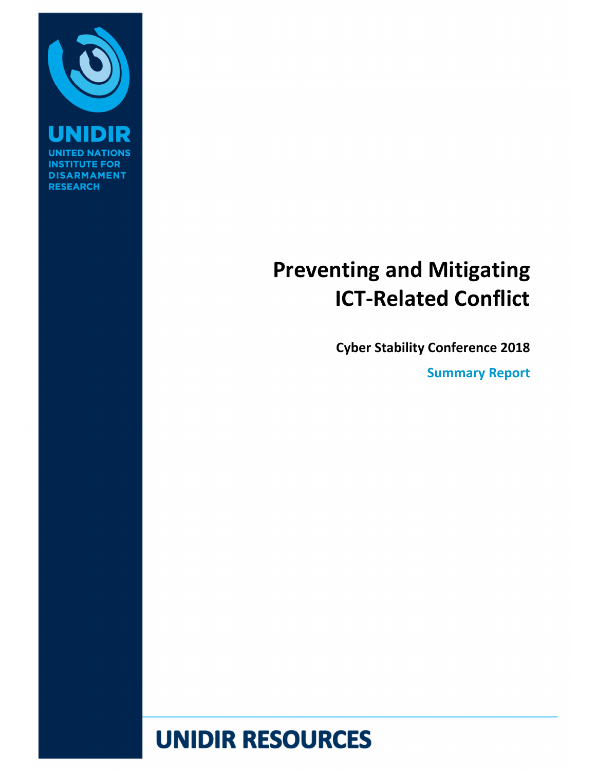UNIDIR

UNITED NATIONS INSTITUTE FOR DISARMAMENT RESEARCH

# Preventing and Mitigating ICT-Related Conflict

**Cyber Stability Conference 2018**

**Summary Report**

UNIDIR RESOURCES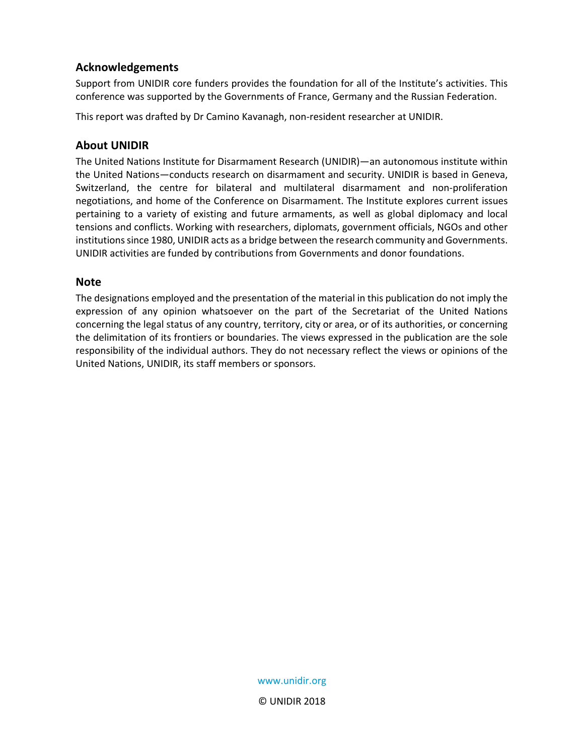## Acknowledgements

Support from UNIDIR core funders provides the foundation for all of the Institute's activities. This conference was supported by the Governments of France, Germany and the Russian Federation.

This report was drafted by Dr Camino Kavanagh, non-resident researcher at UNIDIR.

## About UNIDIR

The United Nations Institute for Disarmament Research (UNIDIR)—an autonomous institute within the United Nations—conducts research on disarmament and security. UNIDIR is based in Geneva, Switzerland, the centre for bilateral and multilateral disarmament and non-proliferation negotiations, and home of the Conference on Disarmament. The Institute explores current issues pertaining to a variety of existing and future armaments, as well as global diplomacy and local tensions and conflicts. Working with researchers, diplomats, government officials, NGOs and other institutions since 1980, UNIDIR acts as a bridge between the research community and Governments. UNIDIR activities are funded by contributions from Governments and donor foundations.

## Note

The designations employed and the presentation of the material in this publication do not imply the expression of any opinion whatsoever on the part of the Secretariat of the United Nations concerning the legal status of any country, territory, city or area, or of its authorities, or concerning the delimitation of its frontiers or boundaries. The views expressed in the publication are the sole responsibility of the individual authors. They do not necessary reflect the views or opinions of the United Nations, UNIDIR, its staff members or sponsors.

www.unidir.org

© UNIDIR 2018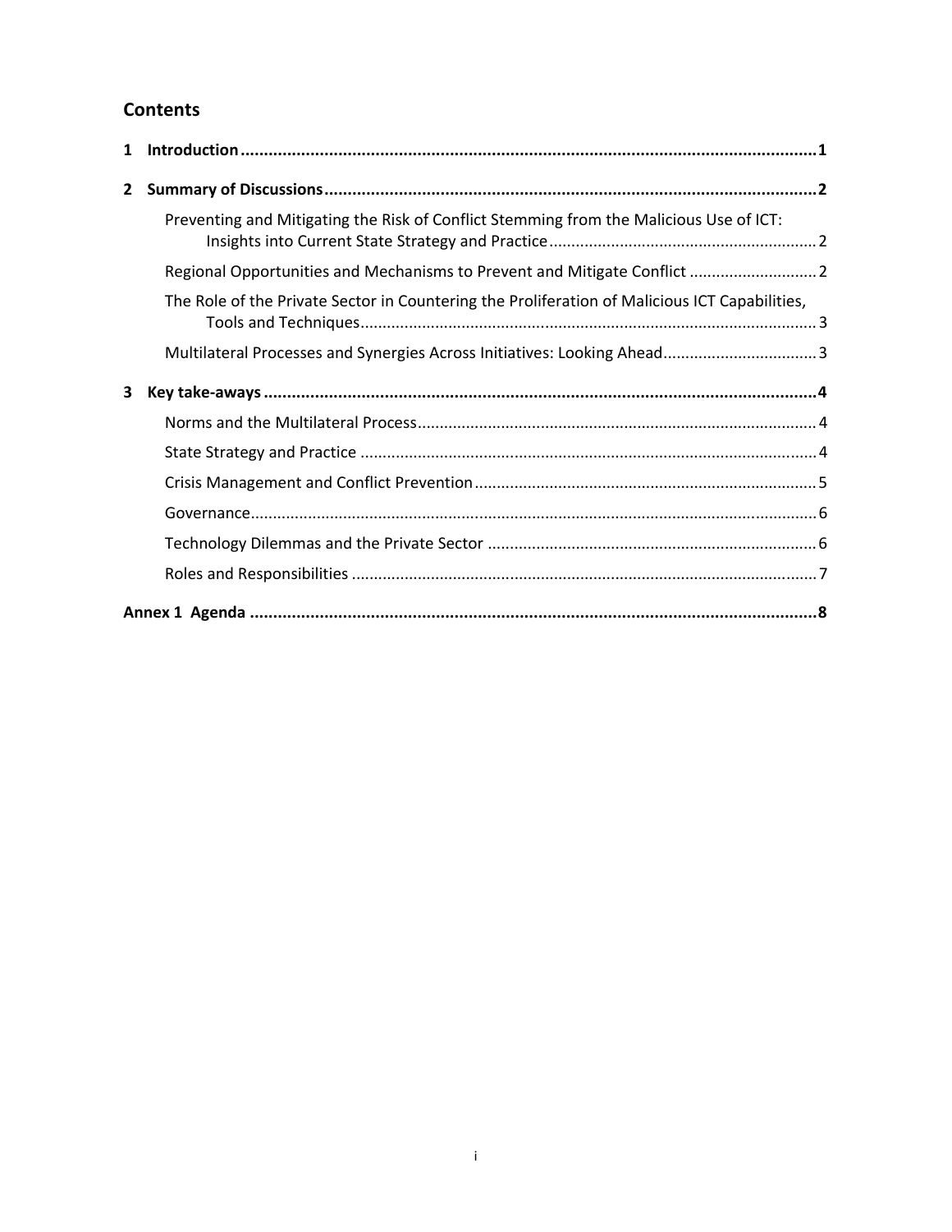## Contents

**1 Introduction ... 1**

**2 Summary of Discussions ... 2**

- Preventing and Mitigating the Risk of Conflict Stemming from the Malicious Use of ICT: Insights into Current State Strategy and Practice ... 2
- Regional Opportunities and Mechanisms to Prevent and Mitigate Conflict ... 2
- The Role of the Private Sector in Countering the Proliferation of Malicious ICT Capabilities, Tools and Techniques ... 3
- Multilateral Processes and Synergies Across Initiatives: Looking Ahead ... 3

**3 Key take-aways ... 4**

- Norms and the Multilateral Process ... 4
- State Strategy and Practice ... 4
- Crisis Management and Conflict Prevention ... 5
- Governance ... 6
- Technology Dilemmas and the Private Sector ... 6
- Roles and Responsibilities ... 7

**Annex 1 Agenda ... 8**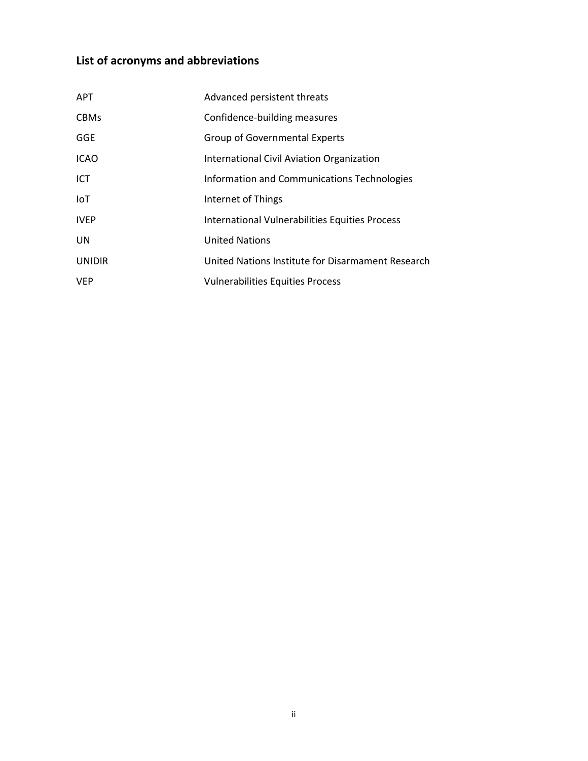## List of acronyms and abbreviations

| | |
|---|---|
| APT | Advanced persistent threats |
| CBMs | Confidence-building measures |
| GGE | Group of Governmental Experts |
| ICAO | International Civil Aviation Organization |
| ICT | Information and Communications Technologies |
| IoT | Internet of Things |
| IVEP | International Vulnerabilities Equities Process |
| UN | United Nations |
| UNIDIR | United Nations Institute for Disarmament Research |
| VEP | Vulnerabilities Equities Process |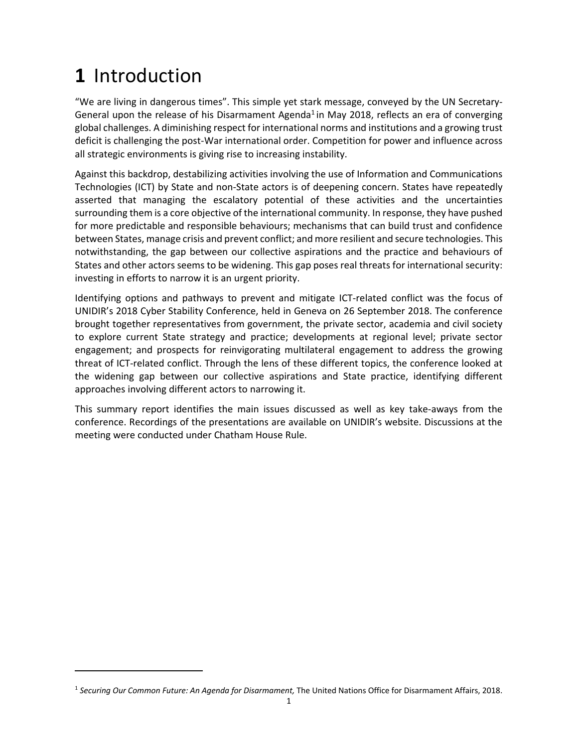# 1 Introduction

"We are living in dangerous times". This simple yet stark message, conveyed by the UN Secretary-General upon the release of his Disarmament Agenda[1] in May 2018, reflects an era of converging global challenges. A diminishing respect for international norms and institutions and a growing trust deficit is challenging the post-War international order. Competition for power and influence across all strategic environments is giving rise to increasing instability.

Against this backdrop, destabilizing activities involving the use of Information and Communications Technologies (ICT) by State and non-State actors is of deepening concern. States have repeatedly asserted that managing the escalatory potential of these activities and the uncertainties surrounding them is a core objective of the international community. In response, they have pushed for more predictable and responsible behaviours; mechanisms that can build trust and confidence between States, manage crisis and prevent conflict; and more resilient and secure technologies. This notwithstanding, the gap between our collective aspirations and the practice and behaviours of States and other actors seems to be widening. This gap poses real threats for international security: investing in efforts to narrow it is an urgent priority.

Identifying options and pathways to prevent and mitigate ICT-related conflict was the focus of UNIDIR's 2018 Cyber Stability Conference, held in Geneva on 26 September 2018. The conference brought together representatives from government, the private sector, academia and civil society to explore current State strategy and practice; developments at regional level; private sector engagement; and prospects for reinvigorating multilateral engagement to address the growing threat of ICT-related conflict. Through the lens of these different topics, the conference looked at the widening gap between our collective aspirations and State practice, identifying different approaches involving different actors to narrowing it.

This summary report identifies the main issues discussed as well as key take-aways from the conference. Recordings of the presentations are available on UNIDIR's website. Discussions at the meeting were conducted under Chatham House Rule.

---

[1] *Securing Our Common Future: An Agenda for Disarmament,* The United Nations Office for Disarmament Affairs, 2018.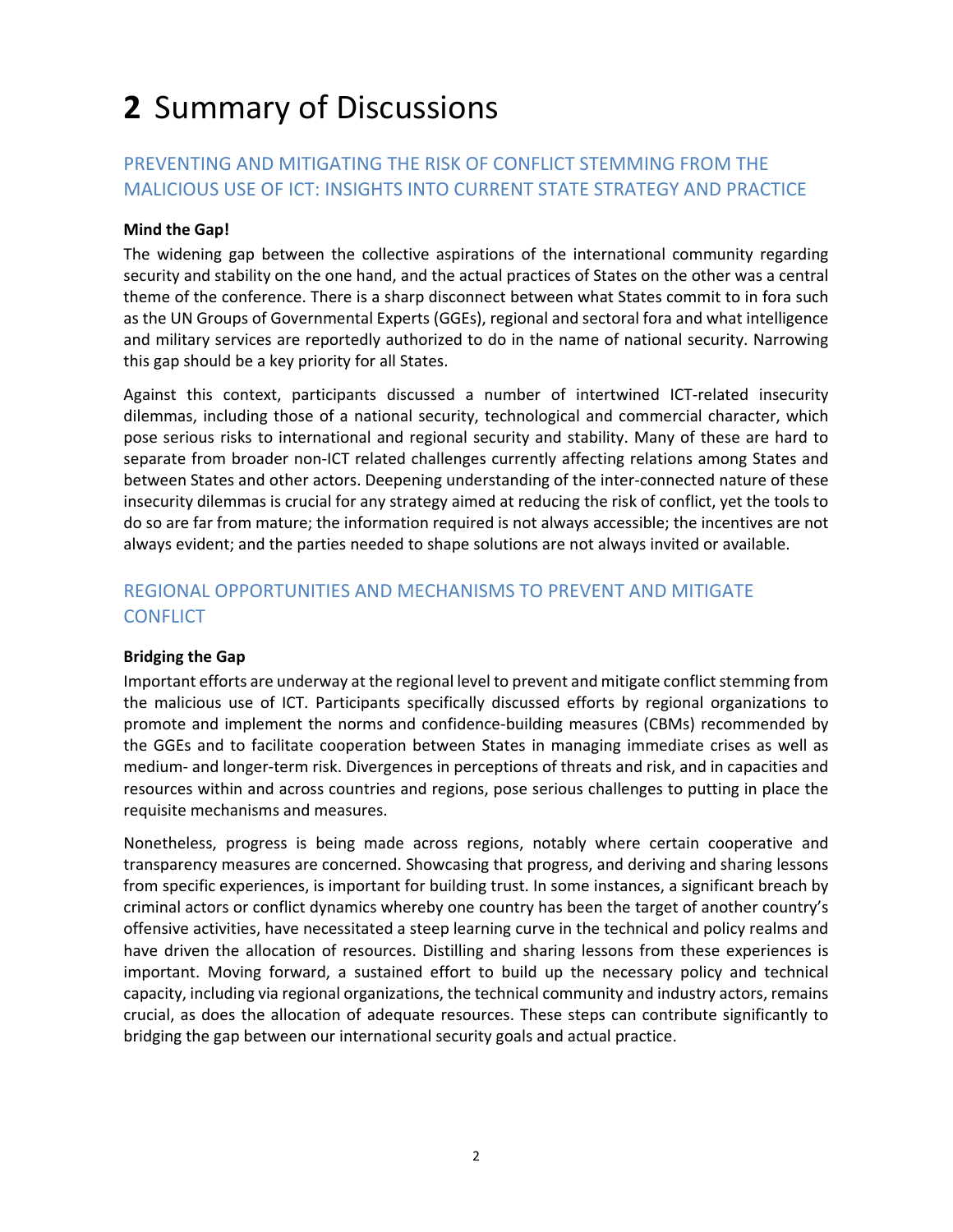# 2 Summary of Discussions

## PREVENTING AND MITIGATING THE RISK OF CONFLICT STEMMING FROM THE MALICIOUS USE OF ICT: INSIGHTS INTO CURRENT STATE STRATEGY AND PRACTICE

**Mind the Gap!**

The widening gap between the collective aspirations of the international community regarding security and stability on the one hand, and the actual practices of States on the other was a central theme of the conference. There is a sharp disconnect between what States commit to in fora such as the UN Groups of Governmental Experts (GGEs), regional and sectoral fora and what intelligence and military services are reportedly authorized to do in the name of national security. Narrowing this gap should be a key priority for all States.

Against this context, participants discussed a number of intertwined ICT-related insecurity dilemmas, including those of a national security, technological and commercial character, which pose serious risks to international and regional security and stability. Many of these are hard to separate from broader non-ICT related challenges currently affecting relations among States and between States and other actors. Deepening understanding of the inter-connected nature of these insecurity dilemmas is crucial for any strategy aimed at reducing the risk of conflict, yet the tools to do so are far from mature; the information required is not always accessible; the incentives are not always evident; and the parties needed to shape solutions are not always invited or available.

## REGIONAL OPPORTUNITIES AND MECHANISMS TO PREVENT AND MITIGATE CONFLICT

**Bridging the Gap**

Important efforts are underway at the regional level to prevent and mitigate conflict stemming from the malicious use of ICT. Participants specifically discussed efforts by regional organizations to promote and implement the norms and confidence-building measures (CBMs) recommended by the GGEs and to facilitate cooperation between States in managing immediate crises as well as medium- and longer-term risk. Divergences in perceptions of threats and risk, and in capacities and resources within and across countries and regions, pose serious challenges to putting in place the requisite mechanisms and measures.

Nonetheless, progress is being made across regions, notably where certain cooperative and transparency measures are concerned. Showcasing that progress, and deriving and sharing lessons from specific experiences, is important for building trust. In some instances, a significant breach by criminal actors or conflict dynamics whereby one country has been the target of another country's offensive activities, have necessitated a steep learning curve in the technical and policy realms and have driven the allocation of resources. Distilling and sharing lessons from these experiences is important. Moving forward, a sustained effort to build up the necessary policy and technical capacity, including via regional organizations, the technical community and industry actors, remains crucial, as does the allocation of adequate resources. These steps can contribute significantly to bridging the gap between our international security goals and actual practice.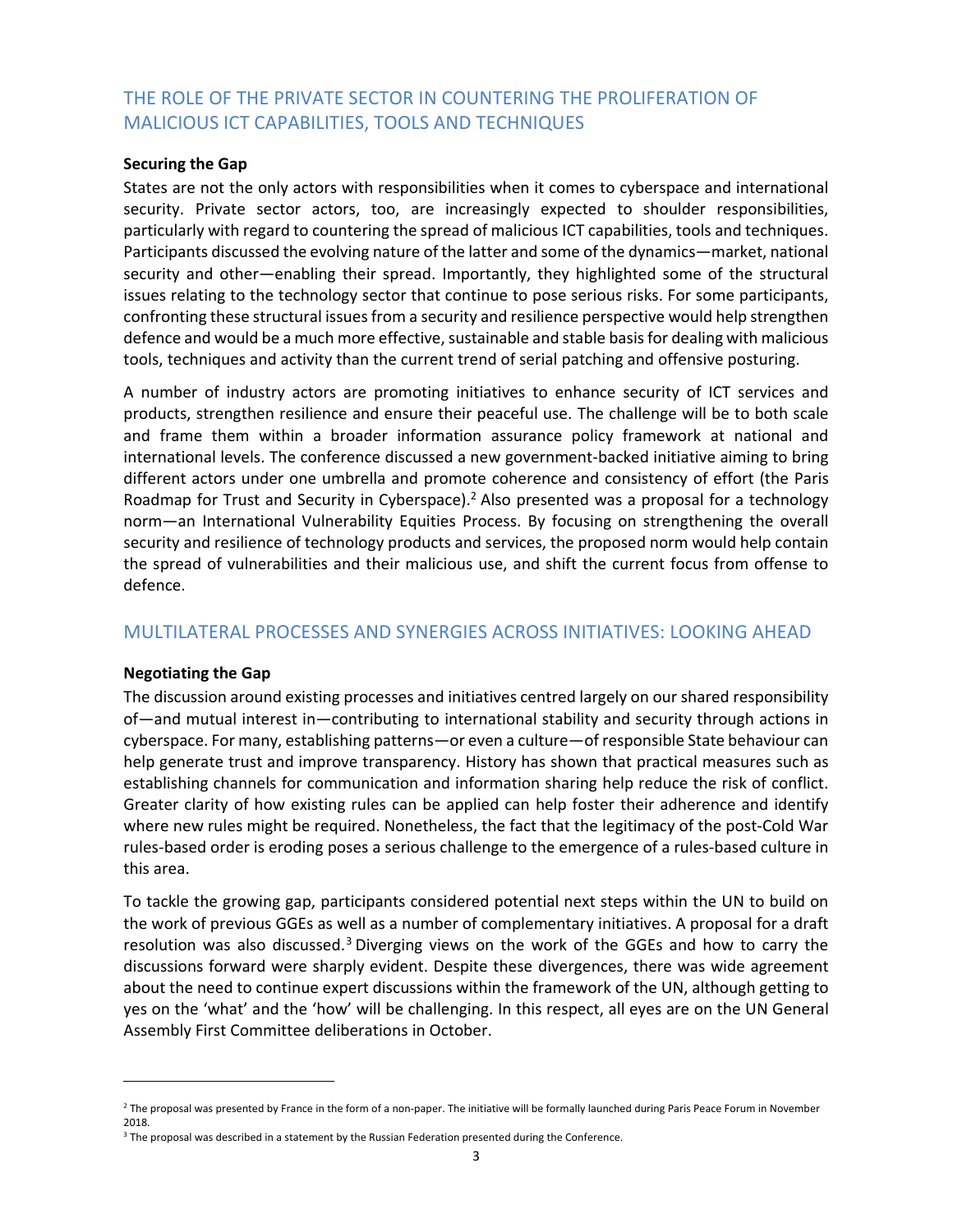## THE ROLE OF THE PRIVATE SECTOR IN COUNTERING THE PROLIFERATION OF MALICIOUS ICT CAPABILITIES, TOOLS AND TECHNIQUES

**Securing the Gap**

States are not the only actors with responsibilities when it comes to cyberspace and international security. Private sector actors, too, are increasingly expected to shoulder responsibilities, particularly with regard to countering the spread of malicious ICT capabilities, tools and techniques. Participants discussed the evolving nature of the latter and some of the dynamics—market, national security and other—enabling their spread. Importantly, they highlighted some of the structural issues relating to the technology sector that continue to pose serious risks. For some participants, confronting these structural issues from a security and resilience perspective would help strengthen defence and would be a much more effective, sustainable and stable basis for dealing with malicious tools, techniques and activity than the current trend of serial patching and offensive posturing.

A number of industry actors are promoting initiatives to enhance security of ICT services and products, strengthen resilience and ensure their peaceful use. The challenge will be to both scale and frame them within a broader information assurance policy framework at national and international levels. The conference discussed a new government-backed initiative aiming to bring different actors under one umbrella and promote coherence and consistency of effort (the Paris Roadmap for Trust and Security in Cyberspace).[2] Also presented was a proposal for a technology norm—an International Vulnerability Equities Process. By focusing on strengthening the overall security and resilience of technology products and services, the proposed norm would help contain the spread of vulnerabilities and their malicious use, and shift the current focus from offense to defence.

## MULTILATERAL PROCESSES AND SYNERGIES ACROSS INITIATIVES: LOOKING AHEAD

**Negotiating the Gap**

The discussion around existing processes and initiatives centred largely on our shared responsibility of—and mutual interest in—contributing to international stability and security through actions in cyberspace. For many, establishing patterns—or even a culture—of responsible State behaviour can help generate trust and improve transparency. History has shown that practical measures such as establishing channels for communication and information sharing help reduce the risk of conflict. Greater clarity of how existing rules can be applied can help foster their adherence and identify where new rules might be required. Nonetheless, the fact that the legitimacy of the post-Cold War rules-based order is eroding poses a serious challenge to the emergence of a rules-based culture in this area.

To tackle the growing gap, participants considered potential next steps within the UN to build on the work of previous GGEs as well as a number of complementary initiatives. A proposal for a draft resolution was also discussed.[3] Diverging views on the work of the GGEs and how to carry the discussions forward were sharply evident. Despite these divergences, there was wide agreement about the need to continue expert discussions within the framework of the UN, although getting to yes on the 'what' and the 'how' will be challenging. In this respect, all eyes are on the UN General Assembly First Committee deliberations in October.

---

[2] The proposal was presented by France in the form of a non-paper. The initiative will be formally launched during Paris Peace Forum in November 2018.

[3] The proposal was described in a statement by the Russian Federation presented during the Conference.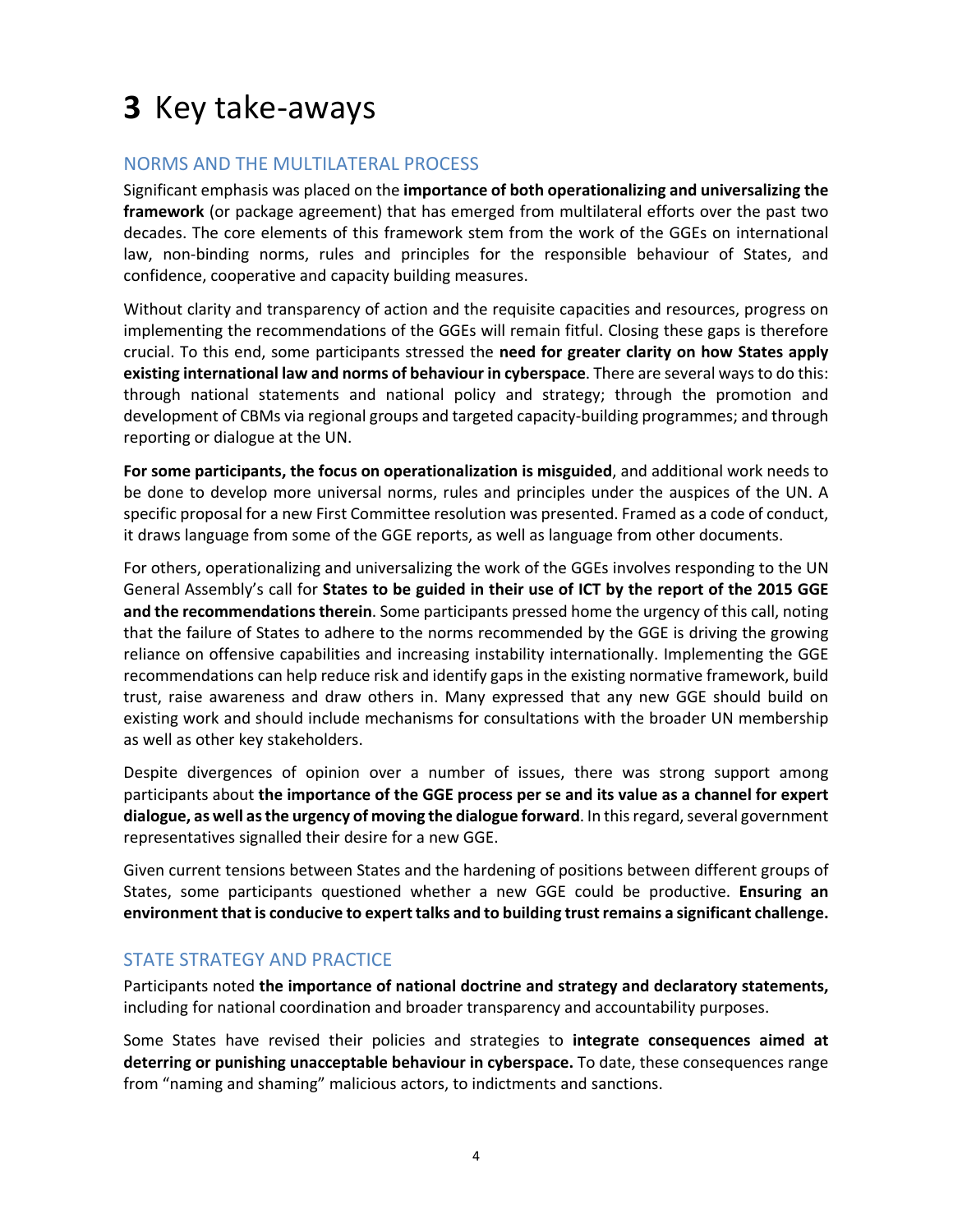# **3** Key take-aways

## NORMS AND THE MULTILATERAL PROCESS

Significant emphasis was placed on the **importance of both operationalizing and universalizing the framework** (or package agreement) that has emerged from multilateral efforts over the past two decades. The core elements of this framework stem from the work of the GGEs on international law, non-binding norms, rules and principles for the responsible behaviour of States, and confidence, cooperative and capacity building measures.

Without clarity and transparency of action and the requisite capacities and resources, progress on implementing the recommendations of the GGEs will remain fitful. Closing these gaps is therefore crucial. To this end, some participants stressed the **need for greater clarity on how States apply existing international law and norms of behaviour in cyberspace**. There are several ways to do this: through national statements and national policy and strategy; through the promotion and development of CBMs via regional groups and targeted capacity-building programmes; and through reporting or dialogue at the UN.

**For some participants, the focus on operationalization is misguided**, and additional work needs to be done to develop more universal norms, rules and principles under the auspices of the UN. A specific proposal for a new First Committee resolution was presented. Framed as a code of conduct, it draws language from some of the GGE reports, as well as language from other documents.

For others, operationalizing and universalizing the work of the GGEs involves responding to the UN General Assembly's call for **States to be guided in their use of ICT by the report of the 2015 GGE and the recommendations therein**. Some participants pressed home the urgency of this call, noting that the failure of States to adhere to the norms recommended by the GGE is driving the growing reliance on offensive capabilities and increasing instability internationally. Implementing the GGE recommendations can help reduce risk and identify gaps in the existing normative framework, build trust, raise awareness and draw others in. Many expressed that any new GGE should build on existing work and should include mechanisms for consultations with the broader UN membership as well as other key stakeholders.

Despite divergences of opinion over a number of issues, there was strong support among participants about **the importance of the GGE process per se and its value as a channel for expert dialogue, as well as the urgency of moving the dialogue forward**. In this regard, several government representatives signalled their desire for a new GGE.

Given current tensions between States and the hardening of positions between different groups of States, some participants questioned whether a new GGE could be productive. **Ensuring an environment that is conducive to expert talks and to building trust remains a significant challenge.**

## STATE STRATEGY AND PRACTICE

Participants noted **the importance of national doctrine and strategy and declaratory statements,** including for national coordination and broader transparency and accountability purposes.

Some States have revised their policies and strategies to **integrate consequences aimed at deterring or punishing unacceptable behaviour in cyberspace.** To date, these consequences range from "naming and shaming" malicious actors, to indictments and sanctions.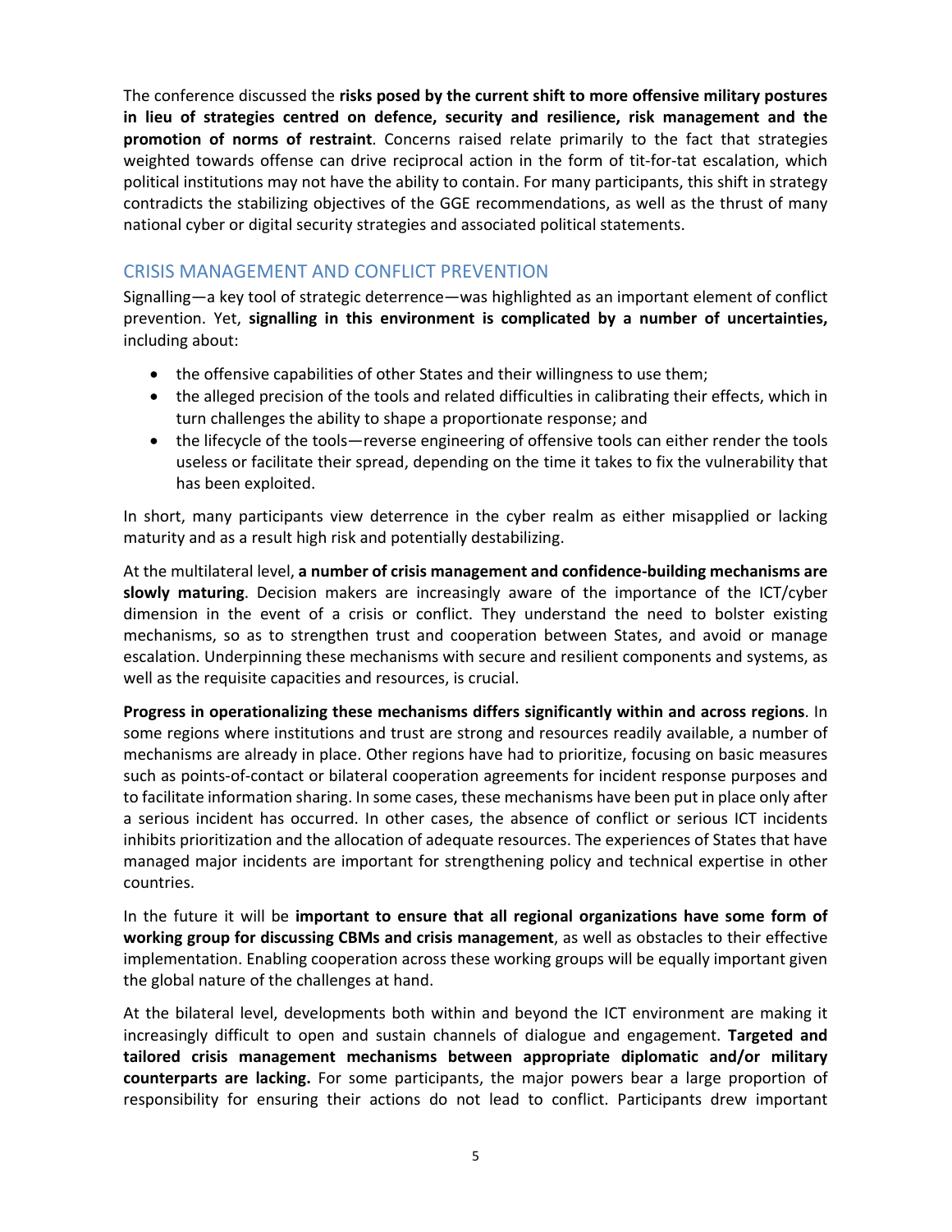The conference discussed the **risks posed by the current shift to more offensive military postures in lieu of strategies centred on defence, security and resilience, risk management and the promotion of norms of restraint**. Concerns raised relate primarily to the fact that strategies weighted towards offense can drive reciprocal action in the form of tit-for-tat escalation, which political institutions may not have the ability to contain. For many participants, this shift in strategy contradicts the stabilizing objectives of the GGE recommendations, as well as the thrust of many national cyber or digital security strategies and associated political statements.

## CRISIS MANAGEMENT AND CONFLICT PREVENTION

Signalling—a key tool of strategic deterrence—was highlighted as an important element of conflict prevention. Yet, **signalling in this environment is complicated by a number of uncertainties,** including about:

- the offensive capabilities of other States and their willingness to use them;
- the alleged precision of the tools and related difficulties in calibrating their effects, which in turn challenges the ability to shape a proportionate response; and
- the lifecycle of the tools—reverse engineering of offensive tools can either render the tools useless or facilitate their spread, depending on the time it takes to fix the vulnerability that has been exploited.

In short, many participants view deterrence in the cyber realm as either misapplied or lacking maturity and as a result high risk and potentially destabilizing.

At the multilateral level, **a number of crisis management and confidence-building mechanisms are slowly maturing**. Decision makers are increasingly aware of the importance of the ICT/cyber dimension in the event of a crisis or conflict. They understand the need to bolster existing mechanisms, so as to strengthen trust and cooperation between States, and avoid or manage escalation. Underpinning these mechanisms with secure and resilient components and systems, as well as the requisite capacities and resources, is crucial.

**Progress in operationalizing these mechanisms differs significantly within and across regions**. In some regions where institutions and trust are strong and resources readily available, a number of mechanisms are already in place. Other regions have had to prioritize, focusing on basic measures such as points-of-contact or bilateral cooperation agreements for incident response purposes and to facilitate information sharing. In some cases, these mechanisms have been put in place only after a serious incident has occurred. In other cases, the absence of conflict or serious ICT incidents inhibits prioritization and the allocation of adequate resources. The experiences of States that have managed major incidents are important for strengthening policy and technical expertise in other countries.

In the future it will be **important to ensure that all regional organizations have some form of working group for discussing CBMs and crisis management**, as well as obstacles to their effective implementation. Enabling cooperation across these working groups will be equally important given the global nature of the challenges at hand.

At the bilateral level, developments both within and beyond the ICT environment are making it increasingly difficult to open and sustain channels of dialogue and engagement. **Targeted and tailored crisis management mechanisms between appropriate diplomatic and/or military counterparts are lacking.** For some participants, the major powers bear a large proportion of responsibility for ensuring their actions do not lead to conflict. Participants drew important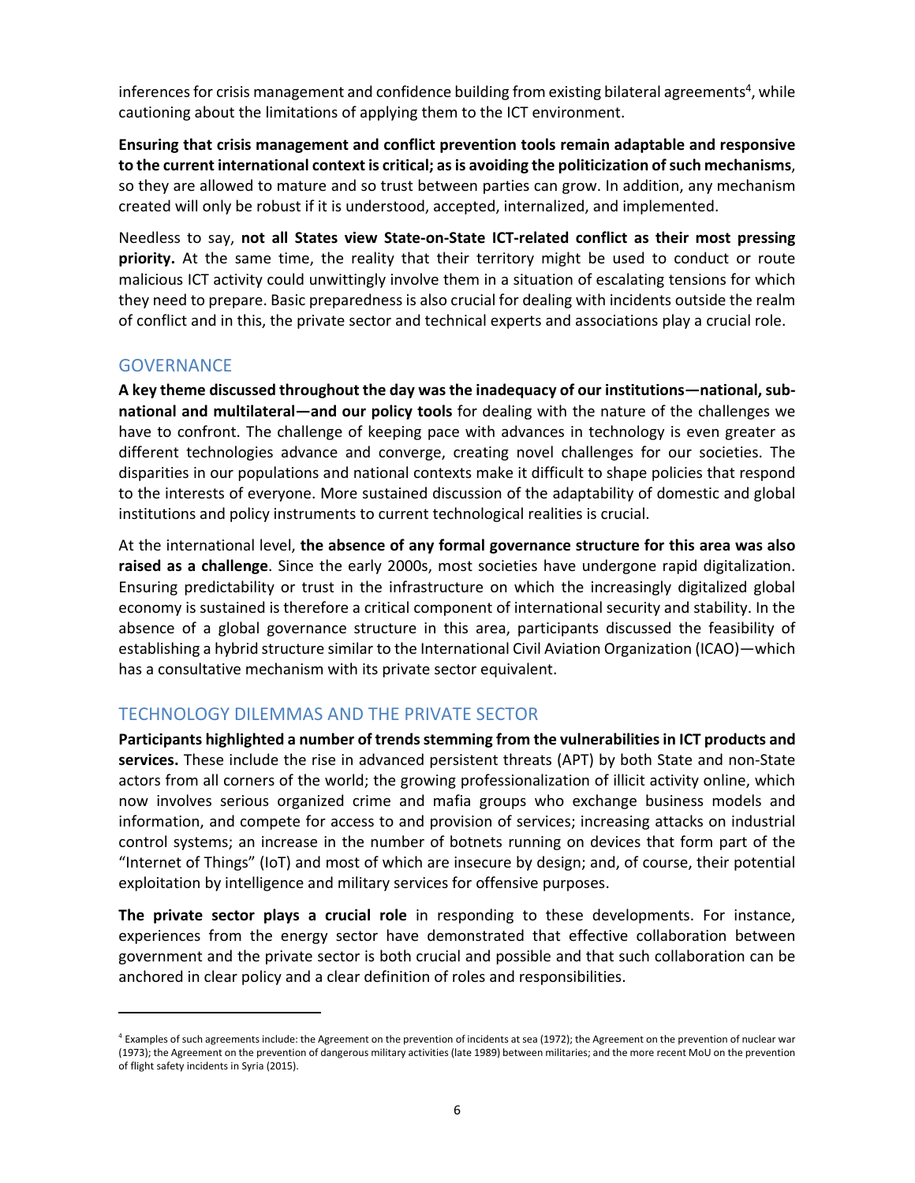inferences for crisis management and confidence building from existing bilateral agreements[4], while cautioning about the limitations of applying them to the ICT environment.

**Ensuring that crisis management and conflict prevention tools remain adaptable and responsive to the current international context is critical; as is avoiding the politicization of such mechanisms**, so they are allowed to mature and so trust between parties can grow. In addition, any mechanism created will only be robust if it is understood, accepted, internalized, and implemented.

Needless to say, **not all States view State-on-State ICT-related conflict as their most pressing priority.** At the same time, the reality that their territory might be used to conduct or route malicious ICT activity could unwittingly involve them in a situation of escalating tensions for which they need to prepare. Basic preparedness is also crucial for dealing with incidents outside the realm of conflict and in this, the private sector and technical experts and associations play a crucial role.

## GOVERNANCE

**A key theme discussed throughout the day was the inadequacy of our institutions—national, sub-national and multilateral—and our policy tools** for dealing with the nature of the challenges we have to confront. The challenge of keeping pace with advances in technology is even greater as different technologies advance and converge, creating novel challenges for our societies. The disparities in our populations and national contexts make it difficult to shape policies that respond to the interests of everyone. More sustained discussion of the adaptability of domestic and global institutions and policy instruments to current technological realities is crucial.

At the international level, **the absence of any formal governance structure for this area was also raised as a challenge**. Since the early 2000s, most societies have undergone rapid digitalization. Ensuring predictability or trust in the infrastructure on which the increasingly digitalized global economy is sustained is therefore a critical component of international security and stability. In the absence of a global governance structure in this area, participants discussed the feasibility of establishing a hybrid structure similar to the International Civil Aviation Organization (ICAO)—which has a consultative mechanism with its private sector equivalent.

## TECHNOLOGY DILEMMAS AND THE PRIVATE SECTOR

**Participants highlighted a number of trends stemming from the vulnerabilities in ICT products and services.** These include the rise in advanced persistent threats (APT) by both State and non-State actors from all corners of the world; the growing professionalization of illicit activity online, which now involves serious organized crime and mafia groups who exchange business models and information, and compete for access to and provision of services; increasing attacks on industrial control systems; an increase in the number of botnets running on devices that form part of the "Internet of Things" (IoT) and most of which are insecure by design; and, of course, their potential exploitation by intelligence and military services for offensive purposes.

**The private sector plays a crucial role** in responding to these developments. For instance, experiences from the energy sector have demonstrated that effective collaboration between government and the private sector is both crucial and possible and that such collaboration can be anchored in clear policy and a clear definition of roles and responsibilities.

---

[4] Examples of such agreements include: the Agreement on the prevention of incidents at sea (1972); the Agreement on the prevention of nuclear war (1973); the Agreement on the prevention of dangerous military activities (late 1989) between militaries; and the more recent MoU on the prevention of flight safety incidents in Syria (2015).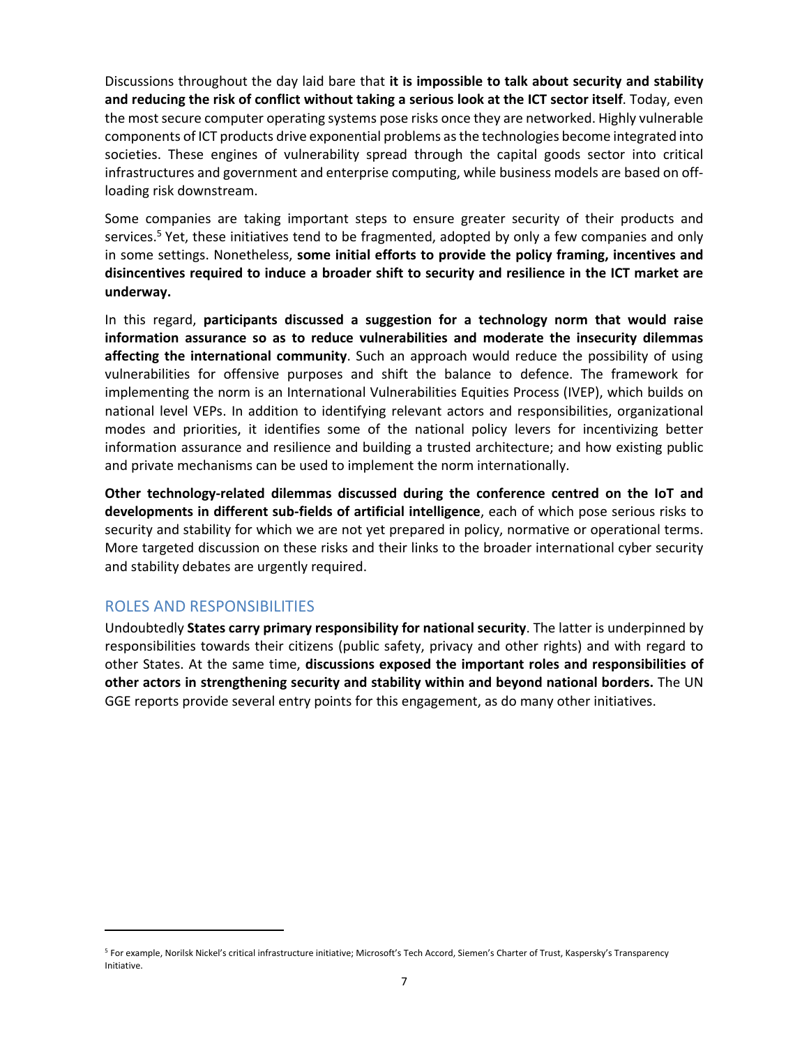Discussions throughout the day laid bare that **it is impossible to talk about security and stability and reducing the risk of conflict without taking a serious look at the ICT sector itself**. Today, even the most secure computer operating systems pose risks once they are networked. Highly vulnerable components of ICT products drive exponential problems as the technologies become integrated into societies. These engines of vulnerability spread through the capital goods sector into critical infrastructures and government and enterprise computing, while business models are based on off-loading risk downstream.

Some companies are taking important steps to ensure greater security of their products and services.[5] Yet, these initiatives tend to be fragmented, adopted by only a few companies and only in some settings. Nonetheless, **some initial efforts to provide the policy framing, incentives and disincentives required to induce a broader shift to security and resilience in the ICT market are underway.**

In this regard, **participants discussed a suggestion for a technology norm that would raise information assurance so as to reduce vulnerabilities and moderate the insecurity dilemmas affecting the international community**. Such an approach would reduce the possibility of using vulnerabilities for offensive purposes and shift the balance to defence. The framework for implementing the norm is an International Vulnerabilities Equities Process (IVEP), which builds on national level VEPs. In addition to identifying relevant actors and responsibilities, organizational modes and priorities, it identifies some of the national policy levers for incentivizing better information assurance and resilience and building a trusted architecture; and how existing public and private mechanisms can be used to implement the norm internationally.

**Other technology-related dilemmas discussed during the conference centred on the IoT and developments in different sub-fields of artificial intelligence**, each of which pose serious risks to security and stability for which we are not yet prepared in policy, normative or operational terms. More targeted discussion on these risks and their links to the broader international cyber security and stability debates are urgently required.

## ROLES AND RESPONSIBILITIES

Undoubtedly **States carry primary responsibility for national security**. The latter is underpinned by responsibilities towards their citizens (public safety, privacy and other rights) and with regard to other States. At the same time, **discussions exposed the important roles and responsibilities of other actors in strengthening security and stability within and beyond national borders.** The UN GGE reports provide several entry points for this engagement, as do many other initiatives.

---

[5] For example, Norilsk Nickel's critical infrastructure initiative; Microsoft's Tech Accord, Siemen's Charter of Trust, Kaspersky's Transparency Initiative.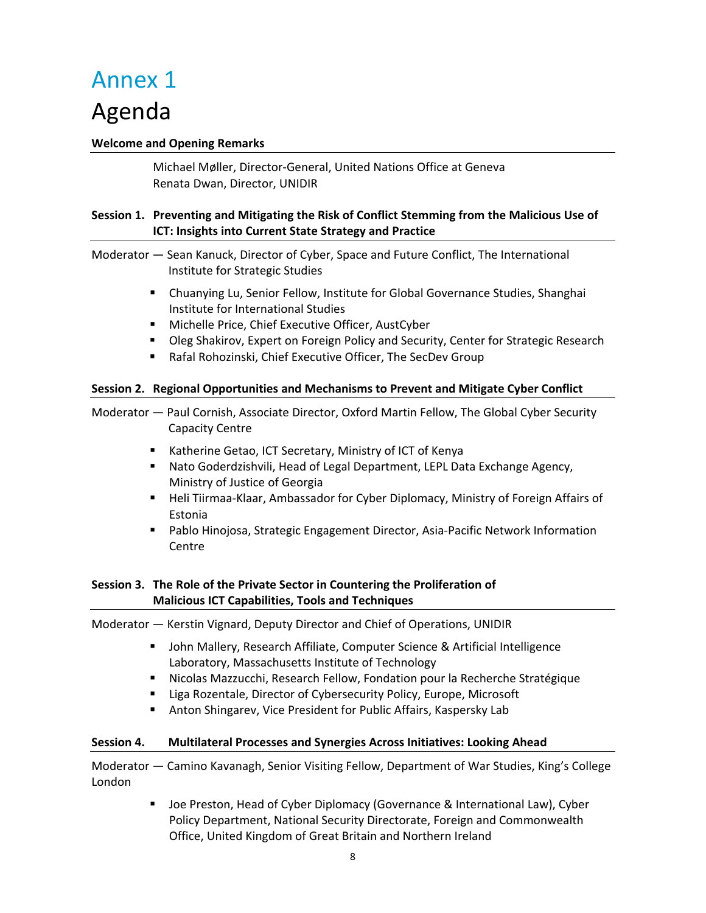# Annex 1

# Agenda

**Welcome and Opening Remarks**

Michael Møller, Director-General, United Nations Office at Geneva
Renata Dwan, Director, UNIDIR

**Session 1. Preventing and Mitigating the Risk of Conflict Stemming from the Malicious Use of ICT: Insights into Current State Strategy and Practice**

Moderator — Sean Kanuck, Director of Cyber, Space and Future Conflict, The International Institute for Strategic Studies

- Chuanying Lu, Senior Fellow, Institute for Global Governance Studies, Shanghai Institute for International Studies
- Michelle Price, Chief Executive Officer, AustCyber
- Oleg Shakirov, Expert on Foreign Policy and Security, Center for Strategic Research
- Rafal Rohozinski, Chief Executive Officer, The SecDev Group

**Session 2. Regional Opportunities and Mechanisms to Prevent and Mitigate Cyber Conflict**

Moderator — Paul Cornish, Associate Director, Oxford Martin Fellow, The Global Cyber Security Capacity Centre

- Katherine Getao, ICT Secretary, Ministry of ICT of Kenya
- Nato Goderdzishvili, Head of Legal Department, LEPL Data Exchange Agency, Ministry of Justice of Georgia
- Heli Tiirmaa-Klaar, Ambassador for Cyber Diplomacy, Ministry of Foreign Affairs of Estonia
- Pablo Hinojosa, Strategic Engagement Director, Asia-Pacific Network Information Centre

**Session 3. The Role of the Private Sector in Countering the Proliferation of Malicious ICT Capabilities, Tools and Techniques**

Moderator — Kerstin Vignard, Deputy Director and Chief of Operations, UNIDIR

- John Mallery, Research Affiliate, Computer Science & Artificial Intelligence Laboratory, Massachusetts Institute of Technology
- Nicolas Mazzucchi, Research Fellow, Fondation pour la Recherche Stratégique
- Liga Rozentale, Director of Cybersecurity Policy, Europe, Microsoft
- Anton Shingarev, Vice President for Public Affairs, Kaspersky Lab

**Session 4. Multilateral Processes and Synergies Across Initiatives: Looking Ahead**

Moderator — Camino Kavanagh, Senior Visiting Fellow, Department of War Studies, King's College London

- Joe Preston, Head of Cyber Diplomacy (Governance & International Law), Cyber Policy Department, National Security Directorate, Foreign and Commonwealth Office, United Kingdom of Great Britain and Northern Ireland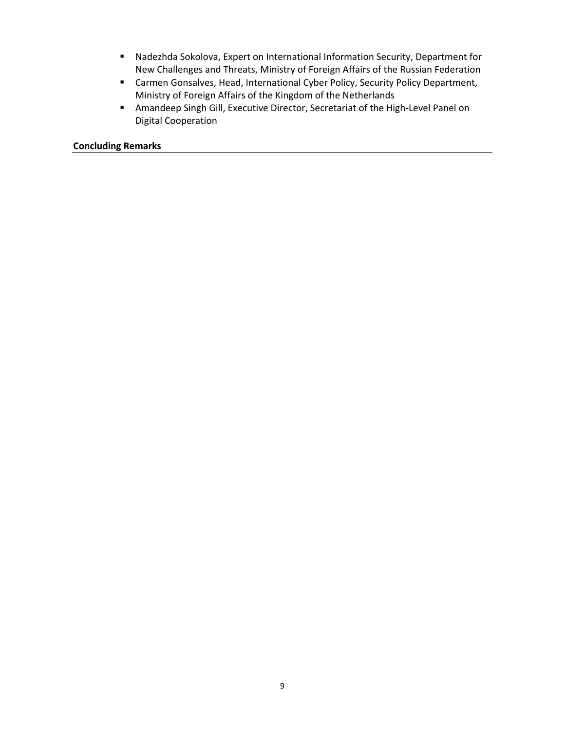- Nadezhda Sokolova, Expert on International Information Security, Department for New Challenges and Threats, Ministry of Foreign Affairs of the Russian Federation
- Carmen Gonsalves, Head, International Cyber Policy, Security Policy Department, Ministry of Foreign Affairs of the Kingdom of the Netherlands
- Amandeep Singh Gill, Executive Director, Secretariat of the High-Level Panel on Digital Cooperation

**Concluding Remarks**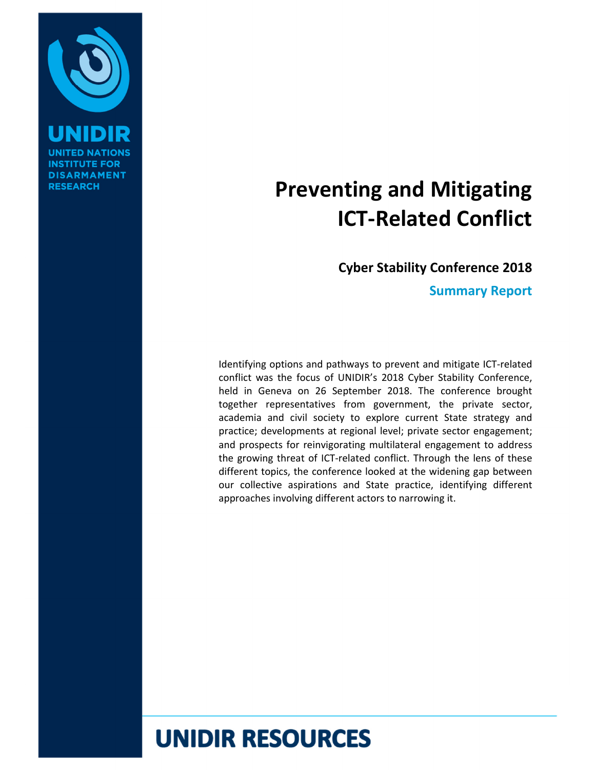UNIDIR

UNITED NATIONS INSTITUTE FOR DISARMAMENT RESEARCH

# Preventing and Mitigating ICT-Related Conflict

## Cyber Stability Conference 2018

### Summary Report

Identifying options and pathways to prevent and mitigate ICT-related conflict was the focus of UNIDIR's 2018 Cyber Stability Conference, held in Geneva on 26 September 2018. The conference brought together representatives from government, the private sector, academia and civil society to explore current State strategy and practice; developments at regional level; private sector engagement; and prospects for reinvigorating multilateral engagement to address the growing threat of ICT-related conflict. Through the lens of these different topics, the conference looked at the widening gap between our collective aspirations and State practice, identifying different approaches involving different actors to narrowing it.

UNIDIR RESOURCES